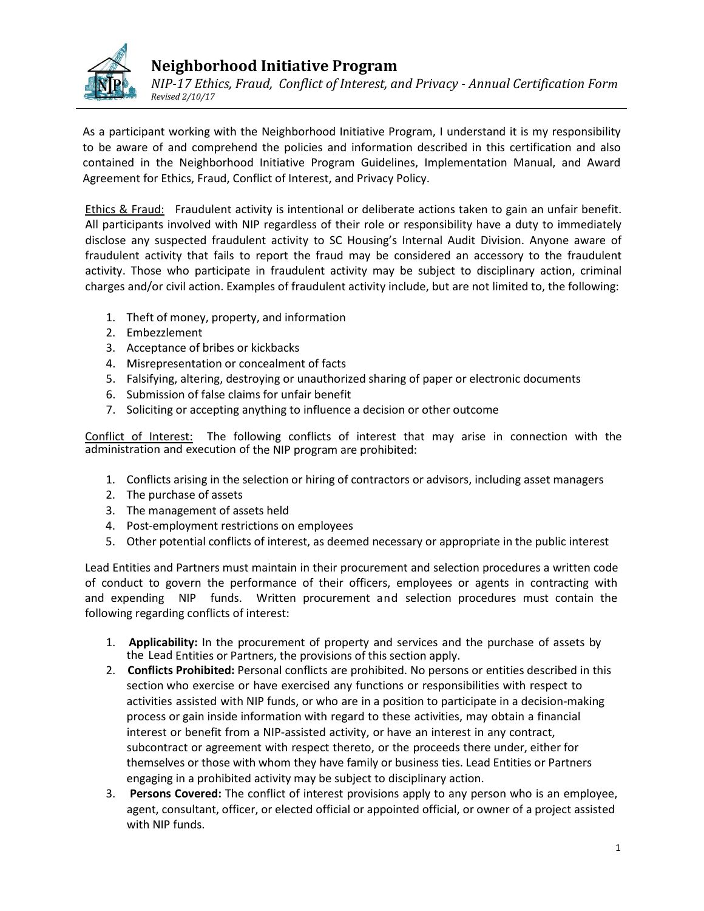# Neighborhood Initiative Program

*NIP-17 Ethics, Fraud, Conflict of Interest, and Privacy - Annual Certification Form*
*Revised 2/10/17*

As a participant working with the Neighborhood Initiative Program, I understand it is my responsibility to be aware of and comprehend the policies and information described in this certification and also contained in the Neighborhood Initiative Program Guidelines, Implementation Manual, and Award Agreement for Ethics, Fraud, Conflict of Interest, and Privacy Policy.

Ethics & Fraud: Fraudulent activity is intentional or deliberate actions taken to gain an unfair benefit. All participants involved with NIP regardless of their role or responsibility have a duty to immediately disclose any suspected fraudulent activity to SC Housing's Internal Audit Division. Anyone aware of fraudulent activity that fails to report the fraud may be considered an accessory to the fraudulent activity. Those who participate in fraudulent activity may be subject to disciplinary action, criminal charges and/or civil action. Examples of fraudulent activity include, but are not limited to, the following:

1. Theft of money, property, and information
2. Embezzlement
3. Acceptance of bribes or kickbacks
4. Misrepresentation or concealment of facts
5. Falsifying, altering, destroying or unauthorized sharing of paper or electronic documents
6. Submission of false claims for unfair benefit
7. Soliciting or accepting anything to influence a decision or other outcome

Conflict of Interest: The following conflicts of interest that may arise in connection with the administration and execution of the NIP program are prohibited:

1. Conflicts arising in the selection or hiring of contractors or advisors, including asset managers
2. The purchase of assets
3. The management of assets held
4. Post-employment restrictions on employees
5. Other potential conflicts of interest, as deemed necessary or appropriate in the public interest

Lead Entities and Partners must maintain in their procurement and selection procedures a written code of conduct to govern the performance of their officers, employees or agents in contracting with and expending NIP funds. Written procurement and selection procedures must contain the following regarding conflicts of interest:

1. **Applicability:** In the procurement of property and services and the purchase of assets by the Lead Entities or Partners, the provisions of this section apply.
2. **Conflicts Prohibited:** Personal conflicts are prohibited. No persons or entities described in this section who exercise or have exercised any functions or responsibilities with respect to activities assisted with NIP funds, or who are in a position to participate in a decision-making process or gain inside information with regard to these activities, may obtain a financial interest or benefit from a NIP-assisted activity, or have an interest in any contract, subcontract or agreement with respect thereto, or the proceeds there under, either for themselves or those with whom they have family or business ties. Lead Entities or Partners engaging in a prohibited activity may be subject to disciplinary action.
3. **Persons Covered:** The conflict of interest provisions apply to any person who is an employee, agent, consultant, officer, or elected official or appointed official, or owner of a project assisted with NIP funds.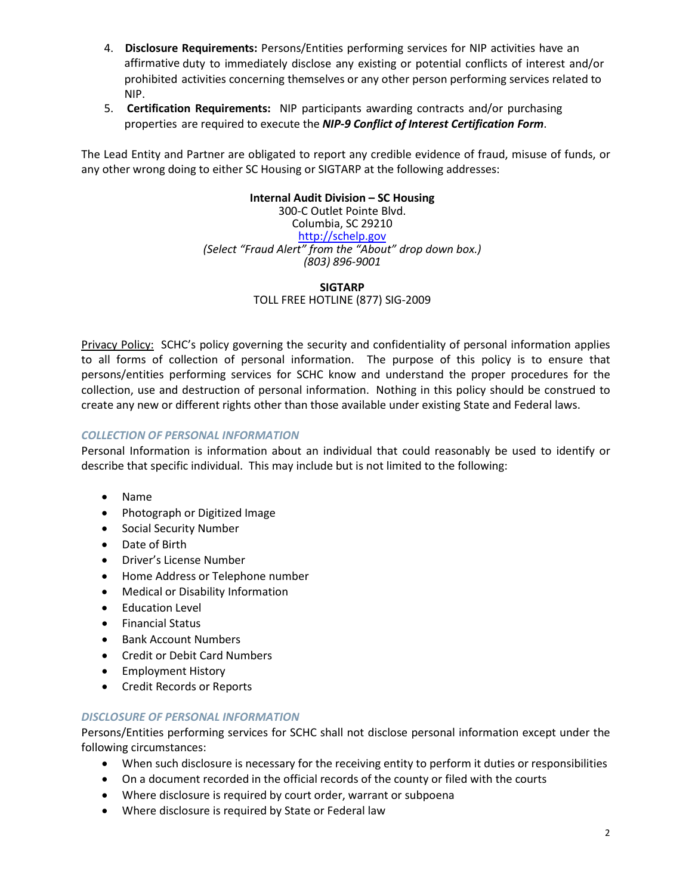4. **Disclosure Requirements:** Persons/Entities performing services for NIP activities have an affirmative duty to immediately disclose any existing or potential conflicts of interest and/or prohibited activities concerning themselves or any other person performing services related to NIP.
5. **Certification Requirements:** NIP participants awarding contracts and/or purchasing properties are required to execute the ***NIP-9 Conflict of Interest Certification Form***.

The Lead Entity and Partner are obligated to report any credible evidence of fraud, misuse of funds, or any other wrong doing to either SC Housing or SIGTARP at the following addresses:

**Internal Audit Division – SC Housing**
300-C Outlet Pointe Blvd.
Columbia, SC 29210
http://schelp.gov
*(Select "Fraud Alert" from the "About" drop down box.)*
*(803) 896-9001*

**SIGTARP**
TOLL FREE HOTLINE (877) SIG-2009

Privacy Policy: SCHC's policy governing the security and confidentiality of personal information applies to all forms of collection of personal information. The purpose of this policy is to ensure that persons/entities performing services for SCHC know and understand the proper procedures for the collection, use and destruction of personal information. Nothing in this policy should be construed to create any new or different rights other than those available under existing State and Federal laws.

### *COLLECTION OF PERSONAL INFORMATION*

Personal Information is information about an individual that could reasonably be used to identify or describe that specific individual. This may include but is not limited to the following:

- Name
- Photograph or Digitized Image
- Social Security Number
- Date of Birth
- Driver's License Number
- Home Address or Telephone number
- Medical or Disability Information
- Education Level
- Financial Status
- Bank Account Numbers
- Credit or Debit Card Numbers
- Employment History
- Credit Records or Reports

### *DISCLOSURE OF PERSONAL INFORMATION*

Persons/Entities performing services for SCHC shall not disclose personal information except under the following circumstances:

- When such disclosure is necessary for the receiving entity to perform it duties or responsibilities
- On a document recorded in the official records of the county or filed with the courts
- Where disclosure is required by court order, warrant or subpoena
- Where disclosure is required by State or Federal law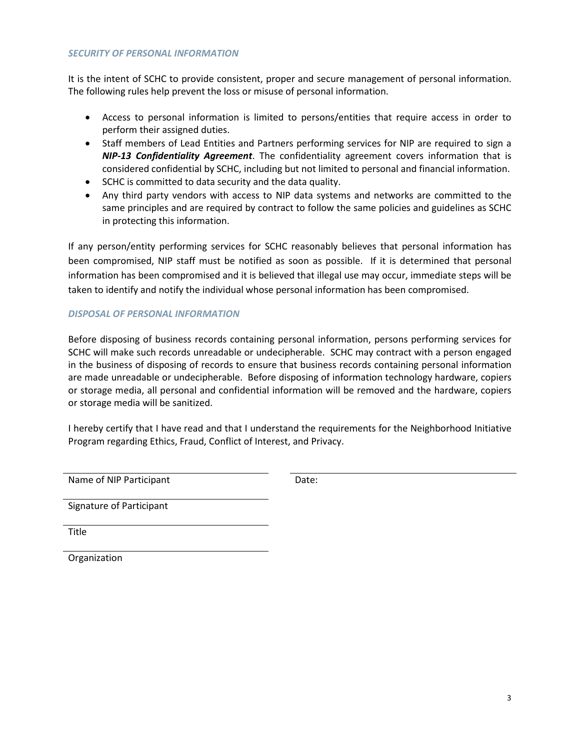### *SECURITY OF PERSONAL INFORMATION*

It is the intent of SCHC to provide consistent, proper and secure management of personal information. The following rules help prevent the loss or misuse of personal information.

- Access to personal information is limited to persons/entities that require access in order to perform their assigned duties.
- Staff members of Lead Entities and Partners performing services for NIP are required to sign a ***NIP-13 Confidentiality Agreement***. The confidentiality agreement covers information that is considered confidential by SCHC, including but not limited to personal and financial information.
- SCHC is committed to data security and the data quality.
- Any third party vendors with access to NIP data systems and networks are committed to the same principles and are required by contract to follow the same policies and guidelines as SCHC in protecting this information.

If any person/entity performing services for SCHC reasonably believes that personal information has been compromised, NIP staff must be notified as soon as possible. If it is determined that personal information has been compromised and it is believed that illegal use may occur, immediate steps will be taken to identify and notify the individual whose personal information has been compromised.

### *DISPOSAL OF PERSONAL INFORMATION*

Before disposing of business records containing personal information, persons performing services for SCHC will make such records unreadable or undecipherable. SCHC may contract with a person engaged in the business of disposing of records to ensure that business records containing personal information are made unreadable or undecipherable. Before disposing of information technology hardware, copiers or storage media, all personal and confidential information will be removed and the hardware, copiers or storage media will be sanitized.

I hereby certify that I have read and that I understand the requirements for the Neighborhood Initiative Program regarding Ethics, Fraud, Conflict of Interest, and Privacy.

Name of NIP Participant

Date:

Signature of Participant

Title

Organization